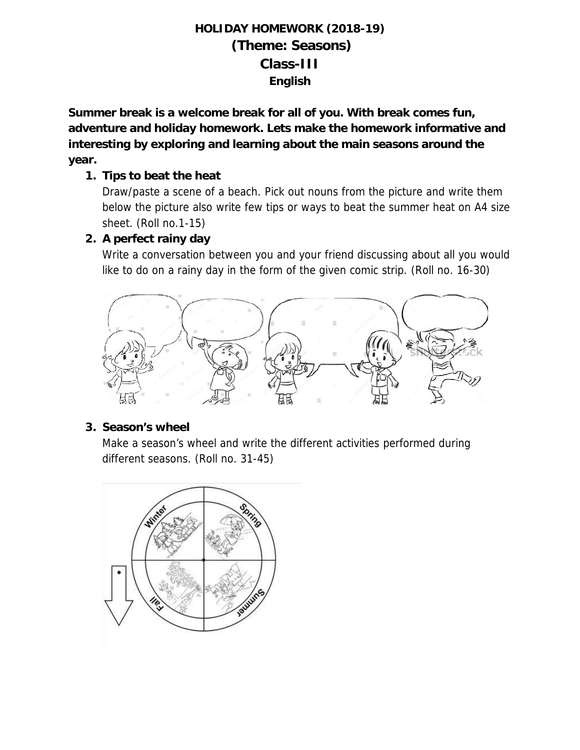# HOLIDAY HOMEWORK (2018-19)

## (Theme: Seasons)

## Class-III

### English

**Summer break is a welcome break for all of you. With break comes fun, adventure and holiday homework. Lets make the homework informative and interesting by exploring and learning about the main seasons around the year.**

1. **Tips to beat the heat**

   Draw/paste a scene of a beach. Pick out nouns from the picture and write them below the picture also write few tips or ways to beat the summer heat on A4 size sheet. (Roll no.1-15)

2. **A perfect rainy day**

   Write a conversation between you and your friend discussing about all you would like to do on a rainy day in the form of the given comic strip. (Roll no. 16-30)

3. **Season's wheel**

   Make a season's wheel and write the different activities performed during different seasons. (Roll no. 31-45)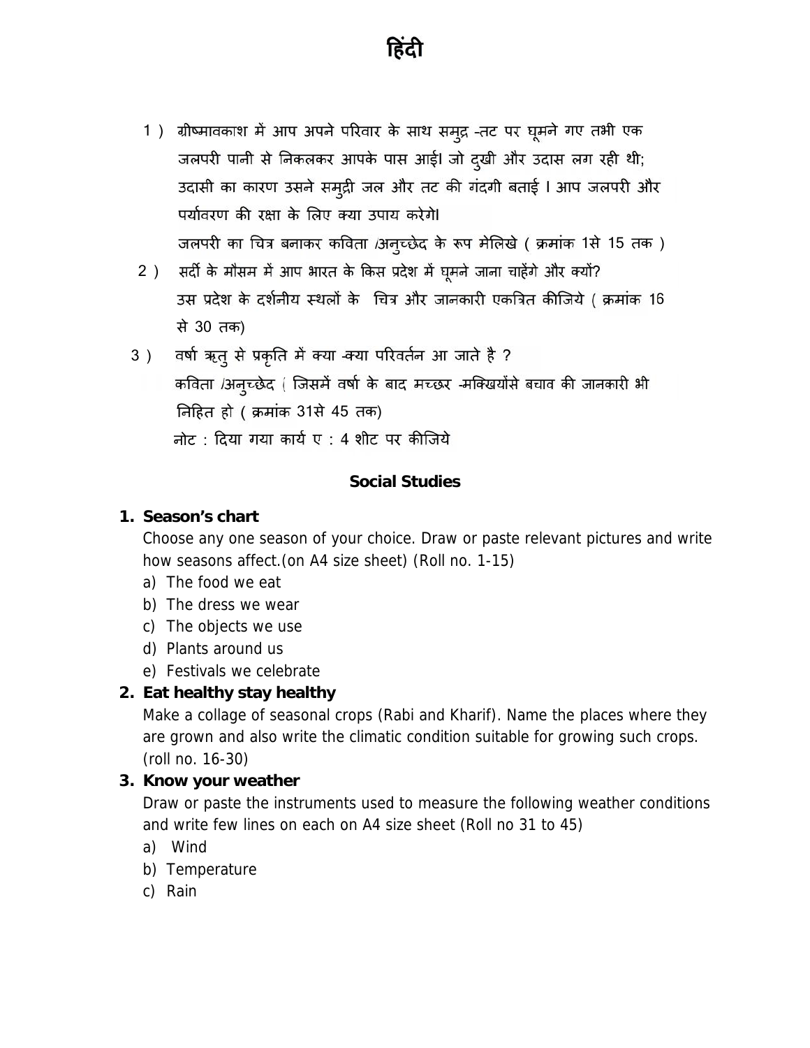# हिंदी

1 ) ग्रीष्मावकाश में आप अपने परिवार के साथ समुद्र -तट पर घूमने गए तभी एक जलपरी पानी से निकलकर आपके पास आई। जो दुखी और उदास लग रही थी; उदासी का कारण उसने समुद्री जल और तट की गंदगी बताई । आप जलपरी और पर्यावरण की रक्षा के लिए क्या उपाय करेगे।
जलपरी का चित्र बनाकर कविता /अनुच्छेद के रूप मेलिखे ( क्रमांक 1से 15 तक )

2 ) सर्दी के मौसम में आप भारत के किस प्रदेश में घूमने जाना चाहेंगे और क्यों?
उस प्रदेश के दर्शनीय स्थलों के चित्र और जानकारी एकत्रित कीजिये ( क्रमांक 16 से 30 तक)

3 ) वर्षा ऋतु से प्रकृति में क्या -क्या परिवर्तन आ जाते है ?
कविता /अनुच्छेद ( जिसमें वर्षा के बाद मच्छर -मक्खियोंसे बचाव की जानकारी भी निहित हो ( क्रमांक 31से 45 तक)
नोट : दिया गया कार्य ए : 4 शीट पर कीजिये

## Social Studies

1. **Season's chart**
   Choose any one season of your choice. Draw or paste relevant pictures and write how seasons affect.(on A4 size sheet) (Roll no. 1-15)
   a) The food we eat
   b) The dress we wear
   c) The objects we use
   d) Plants around us
   e) Festivals we celebrate

2. **Eat healthy stay healthy**
   Make a collage of seasonal crops (Rabi and Kharif). Name the places where they are grown and also write the climatic condition suitable for growing such crops. (roll no. 16-30)

3. **Know your weather**
   Draw or paste the instruments used to measure the following weather conditions and write few lines on each on A4 size sheet (Roll no 31 to 45)
   a) Wind
   b) Temperature
   c) Rain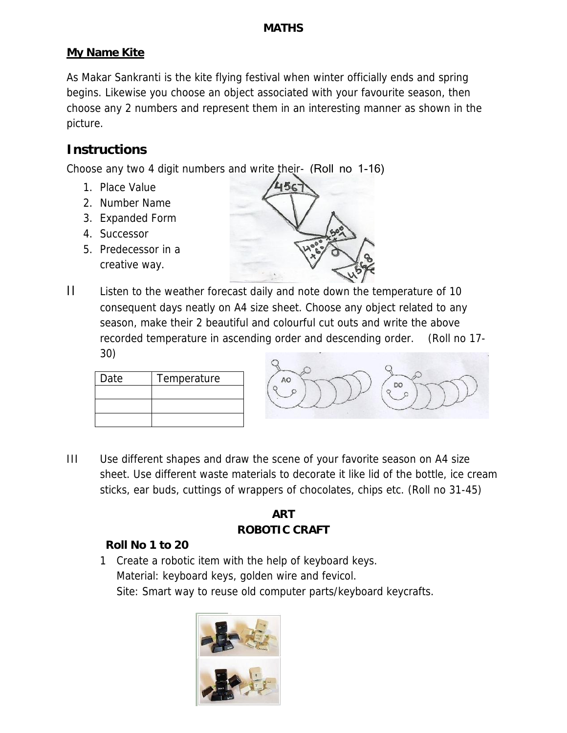**MATHS**

**My Name Kite**

As Makar Sankranti is the kite flying festival when winter officially ends and spring begins. Likewise you choose an object associated with your favourite season, then choose any 2 numbers and represent them in an interesting manner as shown in the picture.

## Instructions

Choose any two 4 digit numbers and write their- (Roll no 1-16)

1. Place Value
2. Number Name
3. Expanded Form
4. Successor
5. Predecessor in a creative way.

II Listen to the weather forecast daily and note down the temperature of 10 consequent days neatly on A4 size sheet. Choose any object related to any season, make their 2 beautiful and colourful cut outs and write the above recorded temperature in ascending order and descending order. (Roll no 17-30)

| Date | Temperature |
|---|---|
| | |
| | |
| | |

III Use different shapes and draw the scene of your favorite season on A4 size sheet. Use different waste materials to decorate it like lid of the bottle, ice cream sticks, ear buds, cuttings of wrappers of chocolates, chips etc. (Roll no 31-45)

**ART**
**ROBOTIC CRAFT**

**Roll No 1 to 20**

1 Create a robotic item with the help of keyboard keys.
Material: keyboard keys, golden wire and fevicol.
Site: Smart way to reuse old computer parts/keyboard keycrafts.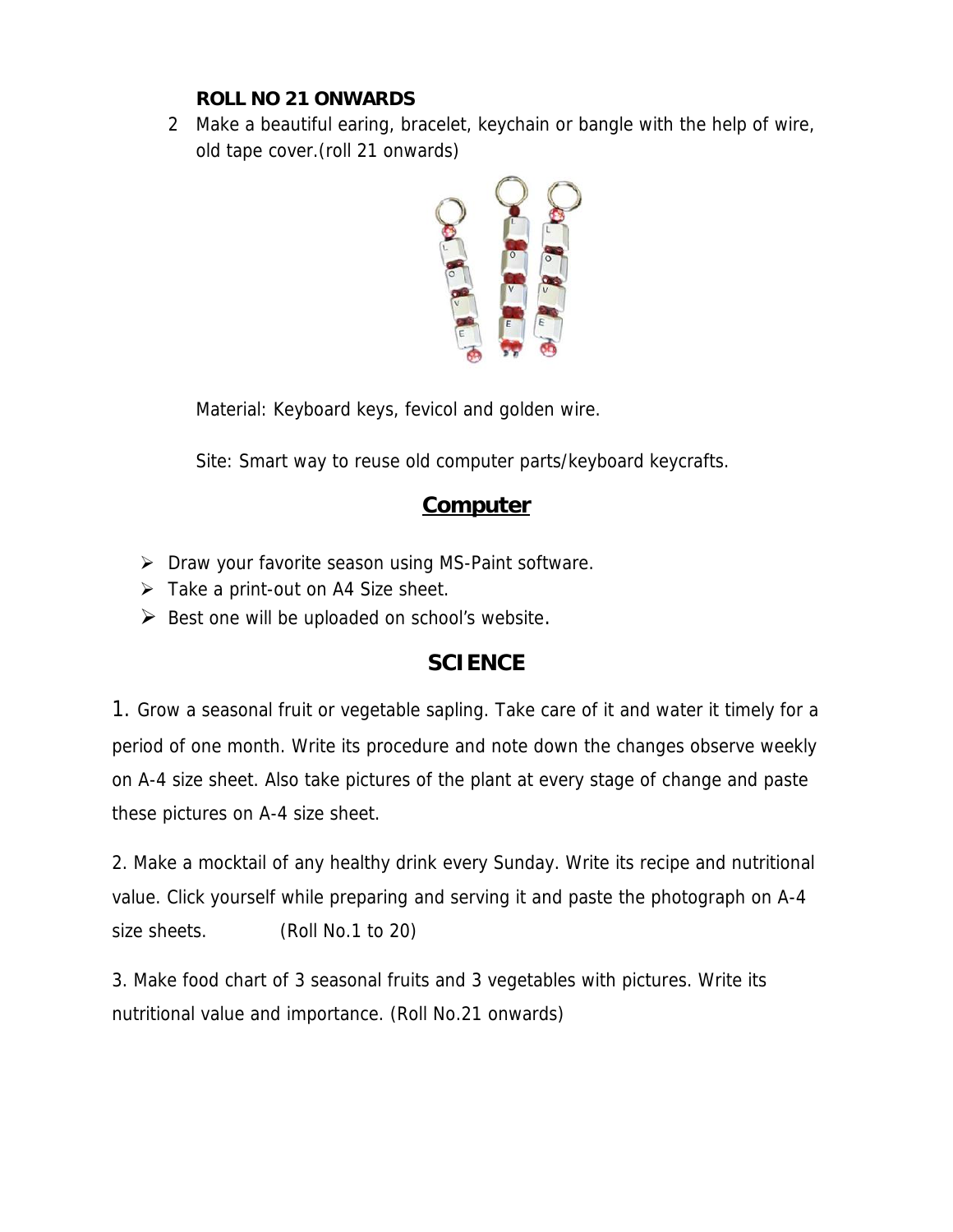**ROLL NO 21 ONWARDS**

2 Make a beautiful earing, bracelet, keychain or bangle with the help of wire, old tape cover.(roll 21 onwards)

Material: Keyboard keys, fevicol and golden wire.

Site: Smart way to reuse old computer parts/keyboard keycrafts.

## Computer

- Draw your favorite season using MS-Paint software.
- Take a print-out on A4 Size sheet.
- Best one will be uploaded on school's website.

## SCIENCE

1. Grow a seasonal fruit or vegetable sapling. Take care of it and water it timely for a period of one month. Write its procedure and note down the changes observe weekly on A-4 size sheet. Also take pictures of the plant at every stage of change and paste these pictures on A-4 size sheet.

2. Make a mocktail of any healthy drink every Sunday. Write its recipe and nutritional value. Click yourself while preparing and serving it and paste the photograph on A-4 size sheets. (Roll No.1 to 20)

3. Make food chart of 3 seasonal fruits and 3 vegetables with pictures. Write its nutritional value and importance. (Roll No.21 onwards)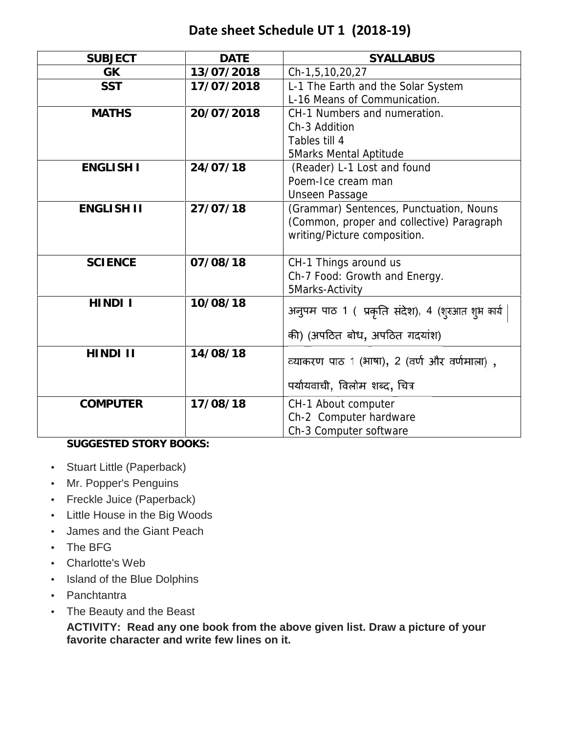# Date sheet Schedule UT 1 (2018-19)

| SUBJECT | DATE | SYALLABUS |
|---|---|---|
| GK | 13/07/2018 | Ch-1,5,10,20,27 |
| SST | 17/07/2018 | L-1 The Earth and the Solar System<br>L-16 Means of Communication. |
| MATHS | 20/07/2018 | CH-1 Numbers and numeration.<br>Ch-3 Addition<br>Tables till 4<br>5Marks Mental Aptitude |
| ENGLISH I | 24/07/18 | (Reader) L-1 Lost and found<br>Poem-Ice cream man<br>Unseen Passage |
| ENGLISH II | 27/07/18 | (Grammar) Sentences, Punctuation, Nouns (Common, proper and collective) Paragraph writing/Picture composition. |
| SCIENCE | 07/08/18 | CH-1 Things around us<br>Ch-7 Food: Growth and Energy.<br>5Marks-Activity |
| HINDI I | 10/08/18 | अनुपम पाठ 1 ( प्रकृति संदेश), 4 (शुरुआत शुभ कार्य की) (अपठित बोध, अपठित गदयांश) |
| HINDI II | 14/08/18 | व्याकरण पाठ 1 (भाषा), 2 (वर्ण और वर्णमाला) , पर्यायवाची, विलोम शब्द, चित्र |
| COMPUTER | 17/08/18 | CH-1 About computer<br>Ch-2 Computer hardware<br>Ch-3 Computer software |

**SUGGESTED STORY BOOKS:**

- Stuart Little (Paperback)
- Mr. Popper's Penguins
- Freckle Juice (Paperback)
- Little House in the Big Woods
- James and the Giant Peach
- The BFG
- Charlotte's Web
- Island of the Blue Dolphins
- Panchtantra
- The Beauty and the Beast

**ACTIVITY: Read any one book from the above given list. Draw a picture of your favorite character and write few lines on it.**